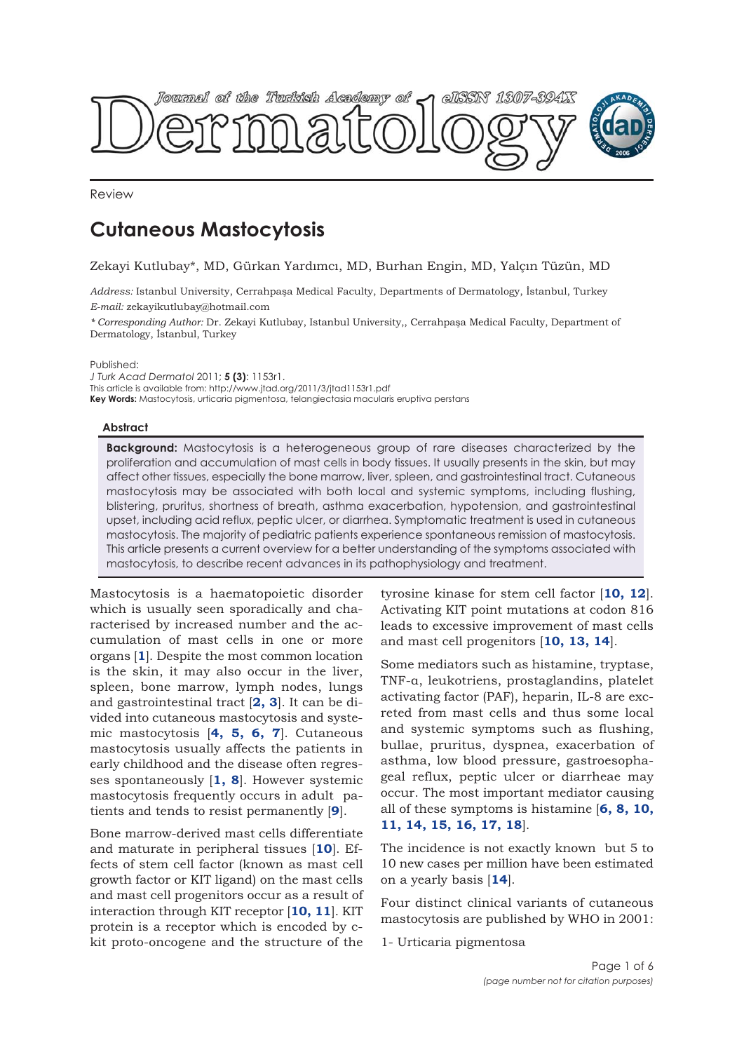Review

# Cutaneous Mastocytosis

Zekayi Kutlubay*, MD, Gürkan Yardımcı, MD, Burhan Engin, MD, Yalçın Tüzün, MD

*Address:* Istanbul University, Cerrahpaşa Medical Faculty, Departments of Dermatology, İstanbul, Turkey
*E-mail:* zekayikutlubay@hotmail.com

*\* Corresponding Author:* Dr. Zekayi Kutlubay, Istanbul University,, Cerrahpaşa Medical Faculty, Department of Dermatology, İstanbul, Turkey

Published:
*J Turk Acad Dermatol* 2011; ***5* (3)**: 1153r1.
This article is available from: http://www.jtad.org/2011/3/jtad1153r1.pdf
**Key Words:** Mastocytosis, urticaria pigmentosa, telangiectasia macularis eruptiva perstans

### Abstract

**Background:** Mastocytosis is a heterogeneous group of rare diseases characterized by the proliferation and accumulation of mast cells in body tissues. It usually presents in the skin, but may affect other tissues, especially the bone marrow, liver, spleen, and gastrointestinal tract. Cutaneous mastocytosis may be associated with both local and systemic symptoms, including flushing, blistering, pruritus, shortness of breath, asthma exacerbation, hypotension, and gastrointestinal upset, including acid reflux, peptic ulcer, or diarrhea. Symptomatic treatment is used in cutaneous mastocytosis. The majority of pediatric patients experience spontaneous remission of mastocytosis. This article presents a current overview for a better understanding of the symptoms associated with mastocytosis, to describe recent advances in its pathophysiology and treatment.

Mastocytosis is a haematopoietic disorder which is usually seen sporadically and characterised by increased number and the accumulation of mast cells in one or more organs [**1**]. Despite the most common location is the skin, it may also occur in the liver, spleen, bone marrow, lymph nodes, lungs and gastrointestinal tract [**2, 3**]. It can be divided into cutaneous mastocytosis and systemic mastocytosis [**4, 5, 6, 7**]. Cutaneous mastocytosis usually affects the patients in early childhood and the disease often regresses spontaneously [**1, 8**]. However systemic mastocytosis frequently occurs in adult patients and tends to resist permanently [**9**].

Bone marrow-derived mast cells differentiate and maturate in peripheral tissues [**10**]. Effects of stem cell factor (known as mast cell growth factor or KIT ligand) on the mast cells and mast cell progenitors occur as a result of interaction through KIT receptor [**10, 11**]. KIT protein is a receptor which is encoded by c-kit proto-oncogene and the structure of the tyrosine kinase for stem cell factor [**10, 12**]. Activating KIT point mutations at codon 816 leads to excessive improvement of mast cells and mast cell progenitors [**10, 13, 14**].

Some mediators such as histamine, tryptase, TNF-α, leukotriens, prostaglandins, platelet activating factor (PAF), heparin, IL-8 are excreted from mast cells and thus some local and systemic symptoms such as flushing, bullae, pruritus, dyspnea, exacerbation of asthma, low blood pressure, gastroesophageal reflux, peptic ulcer or diarrheae may occur. The most important mediator causing all of these symptoms is histamine [**6, 8, 10, 11, 14, 15, 16, 17, 18**].

The incidence is not exactly known but 5 to 10 new cases per million have been estimated on a yearly basis [**14**].

Four distinct clinical variants of cutaneous mastocytosis are published by WHO in 2001:

1- Urticaria pigmentosa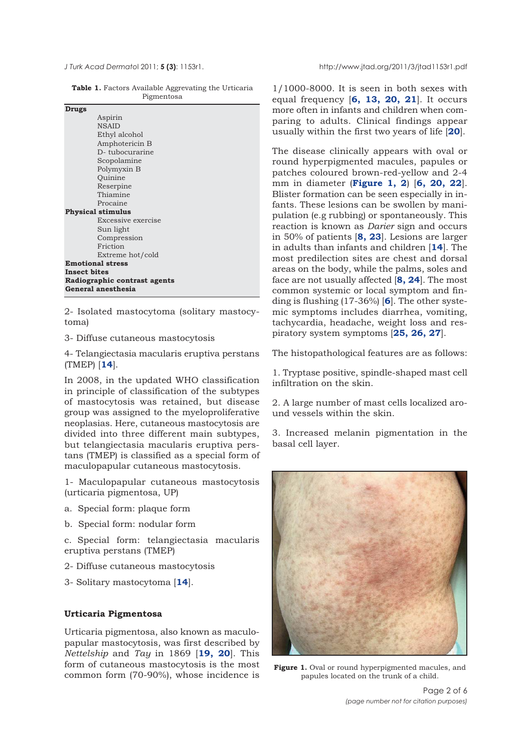**Table 1.** Factors Available Aggravating the Urticaria Pigmentosa

| Factor | |
|---|---|
| **Drugs** | |
| | Aspirin |
| | NSAID |
| | Ethyl alcohol |
| | Amphotericin B |
| | D- tubocurarine |
| | Scopolamine |
| | Polymyxin B |
| | Quinine |
| | Reserpine |
| | Thiamine |
| | Procaine |
| **Physical stimulus** | |
| | Excessive exercise |
| | Sun light |
| | Compression |
| | Friction |
| | Extreme hot/cold |
| **Emotional stress** | |
| **Insect bites** | |
| **Radiographic contrast agents** | |
| **General anesthesia** | |

2- Isolated mastocytoma (solitary mastocytoma)

3- Diffuse cutaneous mastocytosis

4- Telangiectasia macularis eruptiva perstans (TMEP) [14].

In 2008, in the updated WHO classification in principle of classification of the subtypes of mastocytosis was retained, but disease group was assigned to the myeloproliferative neoplasias. Here, cutaneous mastocytosis are divided into three different main subtypes, but telangiectasia macularis eruptiva perstans (TMEP) is classified as a special form of maculopapular cutaneous mastocytosis.

1- Maculopapular cutaneous mastocytosis (urticaria pigmentosa, UP)

a. Special form: plaque form

b. Special form: nodular form

c. Special form: telangiectasia macularis eruptiva perstans (TMEP)

2- Diffuse cutaneous mastocytosis

3- Solitary mastocytoma [14].

## Urticaria Pigmentosa

Urticaria pigmentosa, also known as maculopapular mastocytosis, was first described by *Nettelship* and *Tay* in 1869 [19, 20]. This form of cutaneous mastocytosis is the most common form (70-90%), whose incidence is 1/1000-8000. It is seen in both sexes with equal frequency [6, 13, 20, 21]. It occurs more often in infants and children when comparing to adults. Clinical findings appear usually within the first two years of life [20].

The disease clinically appears with oval or round hyperpigmented macules, papules or patches coloured brown-red-yellow and 2-4 mm in diameter (**Figure 1, 2**) [6, 20, 22]. Blister formation can be seen especially in infants. These lesions can be swollen by manipulation (e.g rubbing) or spontaneously. This reaction is known as *Darier* sign and occurs in 50% of patients [8, 23]. Lesions are larger in adults than infants and children [14]. The most predilection sites are chest and dorsal areas on the body, while the palms, soles and face are not usually affected [8, 24]. The most common systemic or local symptom and finding is flushing (17-36%) [6]. The other systemic symptoms includes diarrhea, vomiting, tachycardia, headache, weight loss and respiratory system symptoms [25, 26, 27].

The histopathological features are as follows:

1. Tryptase positive, spindle-shaped mast cell infiltration on the skin.

2. A large number of mast cells localized around vessels within the skin.

3. Increased melanin pigmentation in the basal cell layer.

**Figure 1.** Oval or round hyperpigmented macules, and papules located on the trunk of a child.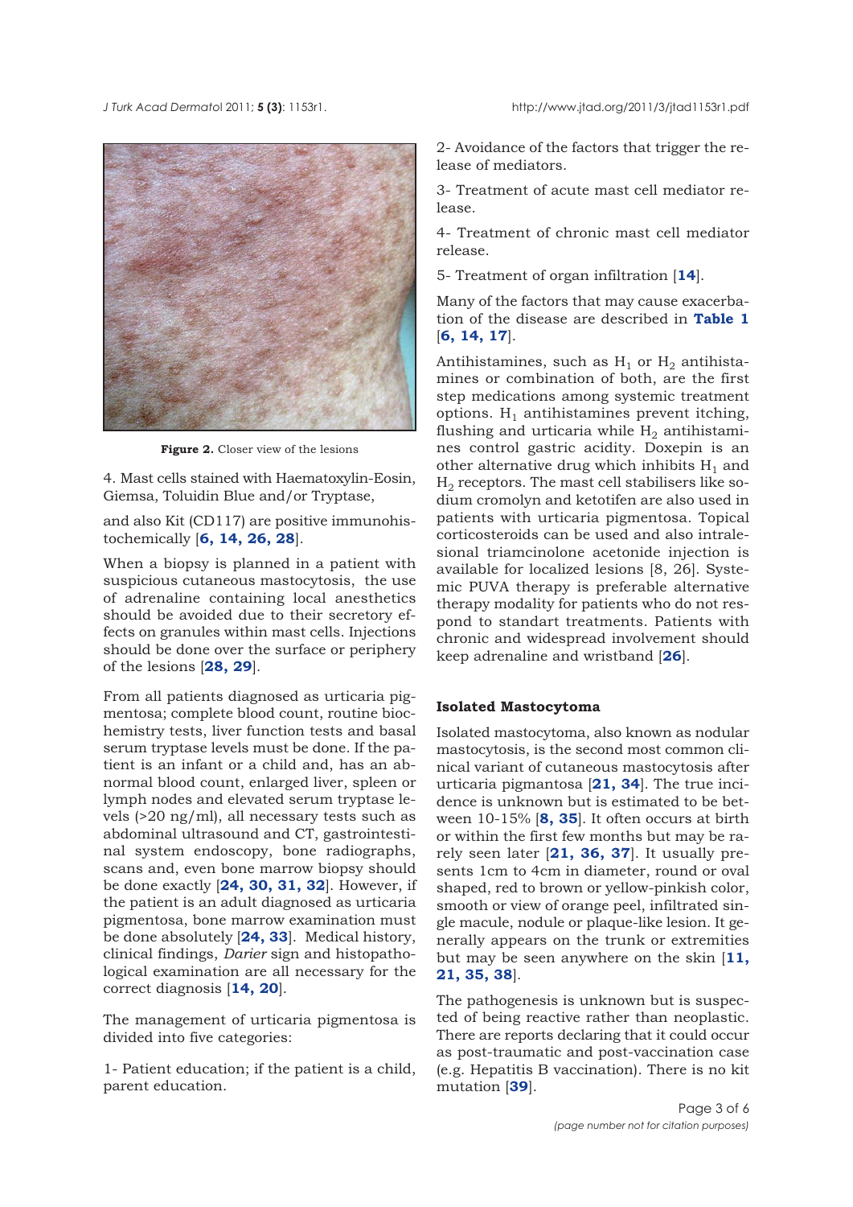Figure 2. Closer view of the lesions

4. Mast cells stained with Haematoxylin-Eosin, Giemsa, Toluidin Blue and/or Tryptase,

and also Kit (CD117) are positive immunohistochemically [**6, 14, 26, 28**].

When a biopsy is planned in a patient with suspicious cutaneous mastocytosis, the use of adrenaline containing local anesthetics should be avoided due to their secretory effects on granules within mast cells. Injections should be done over the surface or periphery of the lesions [**28, 29**].

From all patients diagnosed as urticaria pigmentosa; complete blood count, routine biochemistry tests, liver function tests and basal serum tryptase levels must be done. If the patient is an infant or a child and, has an abnormal blood count, enlarged liver, spleen or lymph nodes and elevated serum tryptase levels (>20 ng/ml), all necessary tests such as abdominal ultrasound and CT, gastrointestinal system endoscopy, bone radiographs, scans and, even bone marrow biopsy should be done exactly [**24, 30, 31, 32**]. However, if the patient is an adult diagnosed as urticaria pigmentosa, bone marrow examination must be done absolutely [**24, 33**]. Medical history, clinical findings, *Darier* sign and histopathological examination are all necessary for the correct diagnosis [**14, 20**].

The management of urticaria pigmentosa is divided into five categories:

1- Patient education; if the patient is a child, parent education.

2- Avoidance of the factors that trigger the release of mediators.

3- Treatment of acute mast cell mediator release.

4- Treatment of chronic mast cell mediator release.

5- Treatment of organ infiltration [**14**].

Many of the factors that may cause exacerbation of the disease are described in **Table 1** [**6, 14, 17**].

Antihistamines, such as $H_1$ or $H_2$ antihistamines or combination of both, are the first step medications among systemic treatment options. $H_1$ antihistamines prevent itching, flushing and urticaria while $H_2$ antihistamines control gastric acidity. Doxepin is an other alternative drug which inhibits $H_1$ and $H_2$ receptors. The mast cell stabilisers like sodium cromolyn and ketotifen are also used in patients with urticaria pigmentosa. Topical corticosteroids can be used and also intralesional triamcinolone acetonide injection is available for localized lesions [8, 26]. Systemic PUVA therapy is preferable alternative therapy modality for patients who do not respond to standart treatments. Patients with chronic and widespread involvement should keep adrenaline and wristband [**26**].

### Isolated Mastocytoma

Isolated mastocytoma, also known as nodular mastocytosis, is the second most common clinical variant of cutaneous mastocytosis after urticaria pigmantosa [**21, 34**]. The true incidence is unknown but is estimated to be between 10-15% [**8, 35**]. It often occurs at birth or within the first few months but may be rarely seen later [**21, 36, 37**]. It usually presents 1cm to 4cm in diameter, round or oval shaped, red to brown or yellow-pinkish color, smooth or view of orange peel, infiltrated single macule, nodule or plaque-like lesion. It generally appears on the trunk or extremities but may be seen anywhere on the skin [**11, 21, 35, 38**].

The pathogenesis is unknown but is suspected of being reactive rather than neoplastic. There are reports declaring that it could occur as post-traumatic and post-vaccination case (e.g. Hepatitis B vaccination). There is no kit mutation [**39**].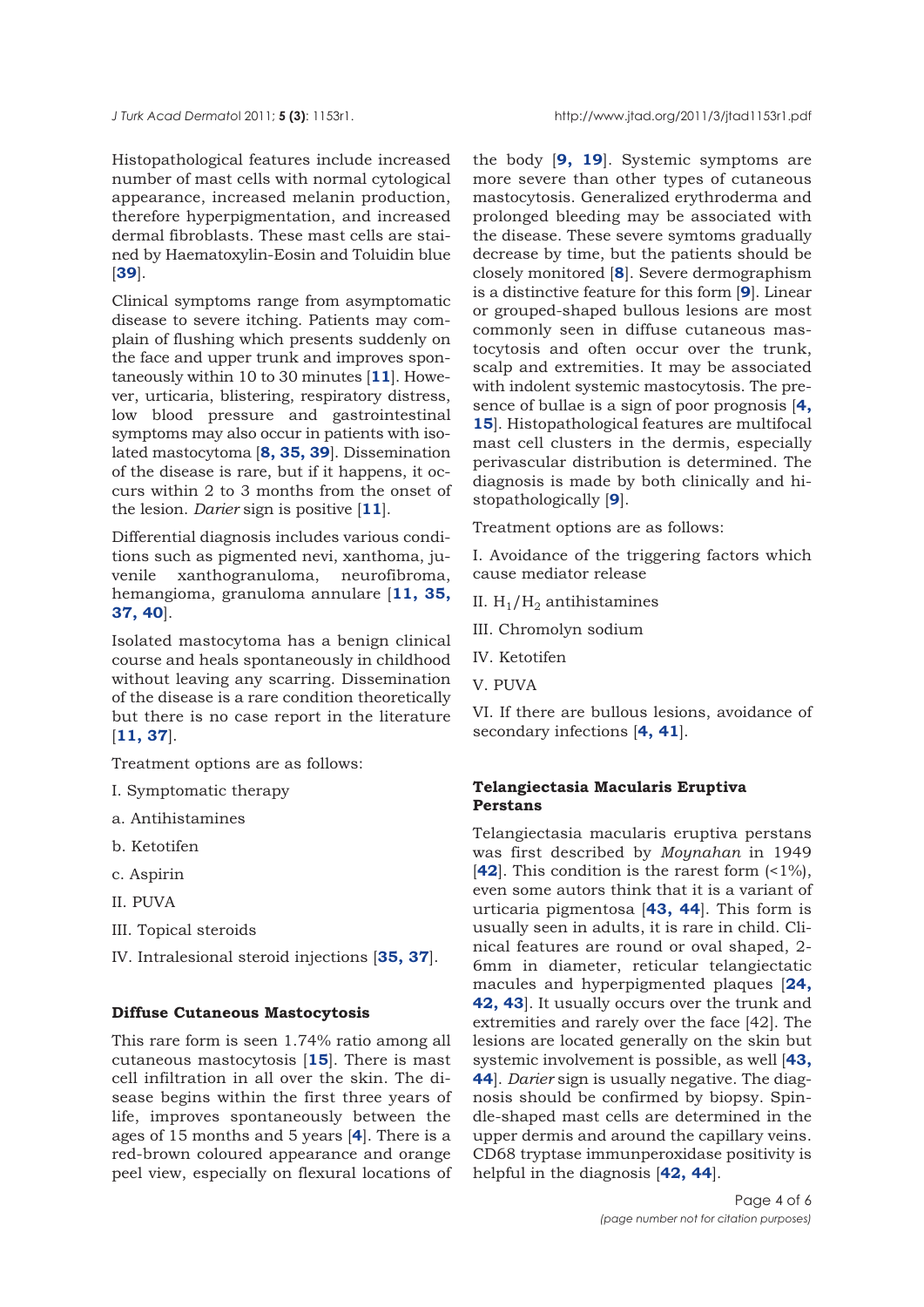Histopathological features include increased number of mast cells with normal cytological appearance, increased melanin production, therefore hyperpigmentation, and increased dermal fibroblasts. These mast cells are stained by Haematoxylin-Eosin and Toluidin blue [**39**].

Clinical symptoms range from asymptomatic disease to severe itching. Patients may complain of flushing which presents suddenly on the face and upper trunk and improves spontaneously within 10 to 30 minutes [**11**]. However, urticaria, blistering, respiratory distress, low blood pressure and gastrointestinal symptoms may also occur in patients with isolated mastocytoma [**8, 35, 39**]. Dissemination of the disease is rare, but if it happens, it occurs within 2 to 3 months from the onset of the lesion. *Darier* sign is positive [**11**].

Differential diagnosis includes various conditions such as pigmented nevi, xanthoma, juvenile xanthogranuloma, neurofibroma, hemangioma, granuloma annulare [**11, 35, 37, 40**].

Isolated mastocytoma has a benign clinical course and heals spontaneously in childhood without leaving any scarring. Dissemination of the disease is a rare condition theoretically but there is no case report in the literature [**11, 37**].

Treatment options are as follows:

I. Symptomatic therapy

a. Antihistamines

b. Ketotifen

c. Aspirin

II. PUVA

III. Topical steroids

IV. Intralesional steroid injections [**35, 37**].

#### Diffuse Cutaneous Mastocytosis

This rare form is seen 1.74% ratio among all cutaneous mastocytosis [**15**]. There is mast cell infiltration in all over the skin. The disease begins within the first three years of life, improves spontaneously between the ages of 15 months and 5 years [**4**]. There is a red-brown coloured appearance and orange peel view, especially on flexural locations of the body [**9, 19**]. Systemic symptoms are more severe than other types of cutaneous mastocytosis. Generalized erythroderma and prolonged bleeding may be associated with the disease. These severe symtoms gradually decrease by time, but the patients should be closely monitored [**8**]. Severe dermographism is a distinctive feature for this form [**9**]. Linear or grouped-shaped bullous lesions are most commonly seen in diffuse cutaneous mastocytosis and often occur over the trunk, scalp and extremities. It may be associated with indolent systemic mastocytosis. The presence of bullae is a sign of poor prognosis [**4, 15**]. Histopathological features are multifocal mast cell clusters in the dermis, especially perivascular distribution is determined. The diagnosis is made by both clinically and histopathologically [**9**].

Treatment options are as follows:

I. Avoidance of the triggering factors which cause mediator release

II. $H_1/H_2$ antihistamines

III. Chromolyn sodium

IV. Ketotifen

V. PUVA

VI. If there are bullous lesions, avoidance of secondary infections [**4, 41**].

#### Telangiectasia Macularis Eruptiva Perstans

Telangiectasia macularis eruptiva perstans was first described by *Moynahan* in 1949 [**42**]. This condition is the rarest form (<1%), even some autors think that it is a variant of urticaria pigmentosa [**43, 44**]. This form is usually seen in adults, it is rare in child. Clinical features are round or oval shaped, 2-6mm in diameter, reticular telangiectatic macules and hyperpigmented plaques [**24, 42, 43**]. It usually occurs over the trunk and extremities and rarely over the face [42]. The lesions are located generally on the skin but systemic involvement is possible, as well [**43, 44**]. *Darier* sign is usually negative. The diagnosis should be confirmed by biopsy. Spindle-shaped mast cells are determined in the upper dermis and around the capillary veins. CD68 tryptase immunperoxidase positivity is helpful in the diagnosis [**42, 44**].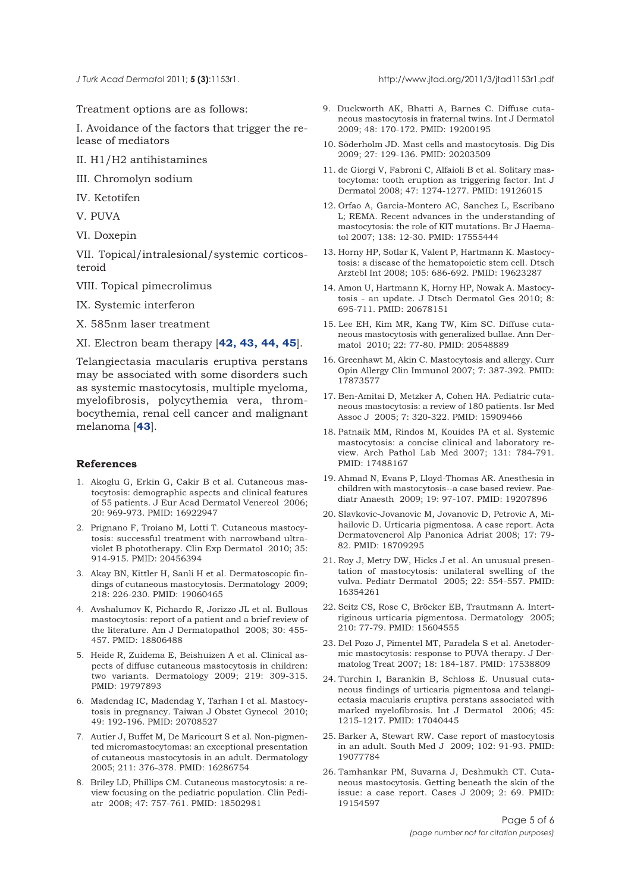Treatment options are as follows:

I. Avoidance of the factors that trigger the release of mediators

II. H1/H2 antihistamines

III. Chromolyn sodium

IV. Ketotifen

V. PUVA

VI. Doxepin

VII. Topical/intralesional/systemic corticosteroid

VIII. Topical pimecrolimus

IX. Systemic interferon

X. 585nm laser treatment

XI. Electron beam therapy [**42, 43, 44, 45**].

Telangiectasia macularis eruptiva perstans may be associated with some disorders such as systemic mastocytosis, multiple myeloma, myelofibrosis, polycythemia vera, thrombocythemia, renal cell cancer and malignant melanoma [**43**].

## References

1. Akoglu G, Erkin G, Cakir B et al. Cutaneous mastocytosis: demographic aspects and clinical features of 55 patients. J Eur Acad Dermatol Venereol 2006; 20: 969-973. PMID: 16922947
2. Prignano F, Troiano M, Lotti T. Cutaneous mastocytosis: successful treatment with narrowband ultraviolet B phototherapy. Clin Exp Dermatol 2010; 35: 914-915. PMID: 20456394
3. Akay BN, Kittler H, Sanli H et al. Dermatoscopic findings of cutaneous mastocytosis. Dermatology 2009; 218: 226-230. PMID: 19060465
4. Avshalumov K, Pichardo R, Jorizzo JL et al. Bullous mastocytosis: report of a patient and a brief review of the literature. Am J Dermatopathol 2008; 30: 455-457. PMID: 18806488
5. Heide R, Zuidema E, Beishuizen A et al. Clinical aspects of diffuse cutaneous mastocytosis in children: two variants. Dermatology 2009; 219: 309-315. PMID: 19797893
6. Madendag IC, Madendag Y, Tarhan I et al. Mastocytosis in pregnancy. Taiwan J Obstet Gynecol 2010; 49: 192-196. PMID: 20708527
7. Autier J, Buffet M, De Maricourt S et al. Non-pigmented micromastocytomas: an exceptional presentation of cutaneous mastocytosis in an adult. Dermatology 2005; 211: 376-378. PMID: 16286754
8. Briley LD, Phillips CM. Cutaneous mastocytosis: a review focusing on the pediatric population. Clin Pediatr 2008; 47: 757-761. PMID: 18502981
9. Duckworth AK, Bhatti A, Barnes C. Diffuse cutaneous mastocytosis in fraternal twins. Int J Dermatol 2009; 48: 170-172. PMID: 19200195
10. Söderholm JD. Mast cells and mastocytosis. Dig Dis 2009; 27: 129-136. PMID: 20203509
11. de Giorgi V, Fabroni C, Alfaioli B et al. Solitary mastocytoma: tooth eruption as triggering factor. Int J Dermatol 2008; 47: 1274-1277. PMID: 19126015
12. Orfao A, Garcia-Montero AC, Sanchez L, Escribano L; REMA. Recent advances in the understanding of mastocytosis: the role of KIT mutations. Br J Haematol 2007; 138: 12-30. PMID: 17555444
13. Horny HP, Sotlar K, Valent P, Hartmann K. Mastocytosis: a disease of the hematopoietic stem cell. Dtsch Arztebl Int 2008; 105: 686-692. PMID: 19623287
14. Amon U, Hartmann K, Horny HP, Nowak A. Mastocytosis - an update. J Dtsch Dermatol Ges 2010; 8: 695-711. PMID: 20678151
15. Lee EH, Kim MR, Kang TW, Kim SC. Diffuse cutaneous mastocytosis with generalized bullae. Ann Dermatol 2010; 22: 77-80. PMID: 20548889
16. Greenhawt M, Akin C. Mastocytosis and allergy. Curr Opin Allergy Clin Immunol 2007; 7: 387-392. PMID: 17873577
17. Ben-Amitai D, Metzker A, Cohen HA. Pediatric cutaneous mastocytosis: a review of 180 patients. Isr Med Assoc J 2005; 7: 320-322. PMID: 15909466
18. Patnaik MM, Rindos M, Kouides PA et al. Systemic mastocytosis: a concise clinical and laboratory review. Arch Pathol Lab Med 2007; 131: 784-791. PMID: 17488167
19. Ahmad N, Evans P, Lloyd-Thomas AR. Anesthesia in children with mastocytosis--a case based review. Paediatr Anaesth 2009; 19: 97-107. PMID: 19207896
20. Slavkovic-Jovanovic M, Jovanovic D, Petrovic A, Mihailovic D. Urticaria pigmentosa. A case report. Acta Dermatovenerol Alp Panonica Adriat 2008; 17: 79-82. PMID: 18709295
21. Roy J, Metry DW, Hicks J et al. An unusual presentation of mastocytosis: unilateral swelling of the vulva. Pediatr Dermatol 2005; 22: 554-557. PMID: 16354261
22. Seitz CS, Rose C, Bröcker EB, Trautmann A. Intertriginous urticaria pigmentosa. Dermatology 2005; 210: 77-79. PMID: 15604555
23. Del Pozo J, Pimentel MT, Paradela S et al. Anetodermic mastocytosis: response to PUVA therapy. J Dermatolog Treat 2007; 18: 184-187. PMID: 17538809
24. Turchin I, Barankin B, Schloss E. Unusual cutaneous findings of urticaria pigmentosa and telangiectasia macularis eruptiva perstans associated with marked myelofibrosis. Int J Dermatol 2006; 45: 1215-1217. PMID: 17040445
25. Barker A, Stewart RW. Case report of mastocytosis in an adult. South Med J 2009; 102: 91-93. PMID: 19077784
26. Tamhankar PM, Suvarna J, Deshmukh CT. Cutaneous mastocytosis. Getting beneath the skin of the issue: a case report. Cases J 2009; 2: 69. PMID: 19154597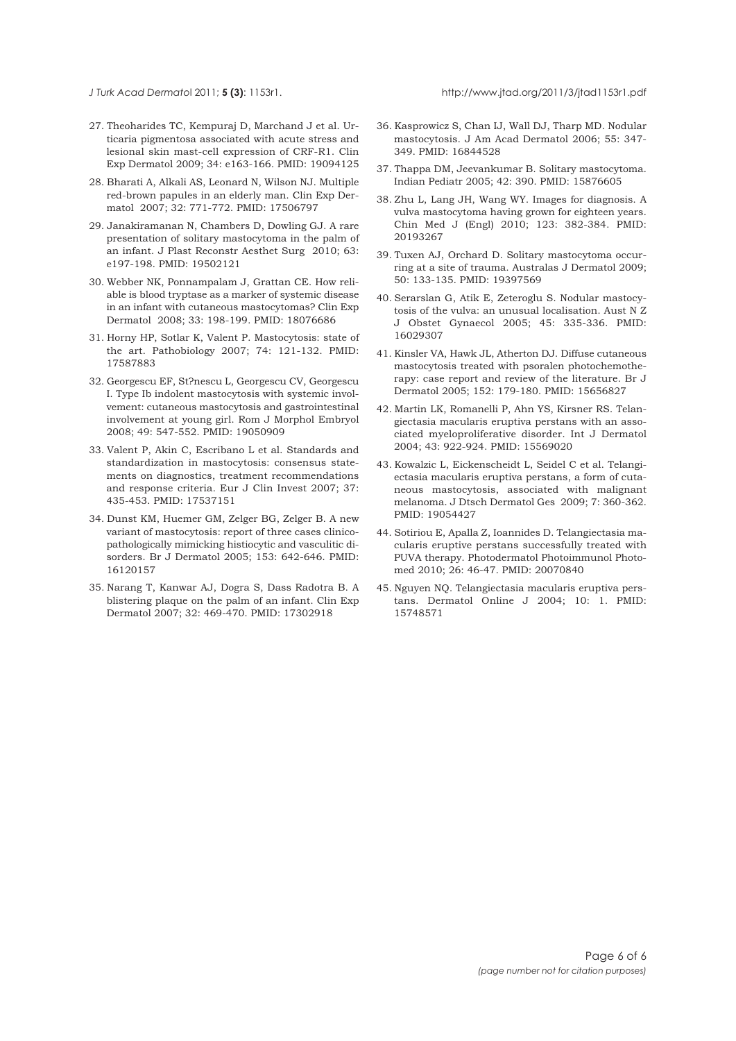27. Theoharides TC, Kempuraj D, Marchand J et al. Urticaria pigmentosa associated with acute stress and lesional skin mast-cell expression of CRF-R1. Clin Exp Dermatol 2009; 34: e163-166. PMID: 19094125

28. Bharati A, Alkali AS, Leonard N, Wilson NJ. Multiple red-brown papules in an elderly man. Clin Exp Dermatol 2007; 32: 771-772. PMID: 17506797

29. Janakiramanan N, Chambers D, Dowling GJ. A rare presentation of solitary mastocytoma in the palm of an infant. J Plast Reconstr Aesthet Surg 2010; 63: e197-198. PMID: 19502121

30. Webber NK, Ponnampalam J, Grattan CE. How reliable is blood tryptase as a marker of systemic disease in an infant with cutaneous mastocytomas? Clin Exp Dermatol 2008; 33: 198-199. PMID: 18076686

31. Horny HP, Sotlar K, Valent P. Mastocytosis: state of the art. Pathobiology 2007; 74: 121-132. PMID: 17587883

32. Georgescu EF, St?nescu L, Georgescu CV, Georgescu I. Type Ib indolent mastocytosis with systemic involvement: cutaneous mastocytosis and gastrointestinal involvement at young girl. Rom J Morphol Embryol 2008; 49: 547-552. PMID: 19050909

33. Valent P, Akin C, Escribano L et al. Standards and standardization in mastocytosis: consensus statements on diagnostics, treatment recommendations and response criteria. Eur J Clin Invest 2007; 37: 435-453. PMID: 17537151

34. Dunst KM, Huemer GM, Zelger BG, Zelger B. A new variant of mastocytosis: report of three cases clinicopathologically mimicking histiocytic and vasculitic disorders. Br J Dermatol 2005; 153: 642-646. PMID: 16120157

35. Narang T, Kanwar AJ, Dogra S, Dass Radotra B. A blistering plaque on the palm of an infant. Clin Exp Dermatol 2007; 32: 469-470. PMID: 17302918

36. Kasprowicz S, Chan IJ, Wall DJ, Tharp MD. Nodular mastocytosis. J Am Acad Dermatol 2006; 55: 347-349. PMID: 16844528

37. Thappa DM, Jeevankumar B. Solitary mastocytoma. Indian Pediatr 2005; 42: 390. PMID: 15876605

38. Zhu L, Lang JH, Wang WY. Images for diagnosis. A vulva mastocytoma having grown for eighteen years. Chin Med J (Engl) 2010; 123: 382-384. PMID: 20193267

39. Tuxen AJ, Orchard D. Solitary mastocytoma occurring at a site of trauma. Australas J Dermatol 2009; 50: 133-135. PMID: 19397569

40. Serarslan G, Atik E, Zeteroglu S. Nodular mastocytosis of the vulva: an unusual localisation. Aust N Z J Obstet Gynaecol 2005; 45: 335-336. PMID: 16029307

41. Kinsler VA, Hawk JL, Atherton DJ. Diffuse cutaneous mastocytosis treated with psoralen photochemotherapy: case report and review of the literature. Br J Dermatol 2005; 152: 179-180. PMID: 15656827

42. Martin LK, Romanelli P, Ahn YS, Kirsner RS. Telangiectasia macularis eruptiva perstans with an associated myeloproliferative disorder. Int J Dermatol 2004; 43: 922-924. PMID: 15569020

43. Kowalzic L, Eickenscheidt L, Seidel C et al. Telangiectasia macularis eruptiva perstans, a form of cutaneous mastocytosis, associated with malignant melanoma. J Dtsch Dermatol Ges 2009; 7: 360-362. PMID: 19054427

44. Sotiriou E, Apalla Z, Ioannides D. Telangiectasia macularis eruptive perstans successfully treated with PUVA therapy. Photodermatol Photoimmunol Photomed 2010; 26: 46-47. PMID: 20070840

45. Nguyen NQ. Telangiectasia macularis eruptiva perstans. Dermatol Online J 2004; 10: 1. PMID: 15748571